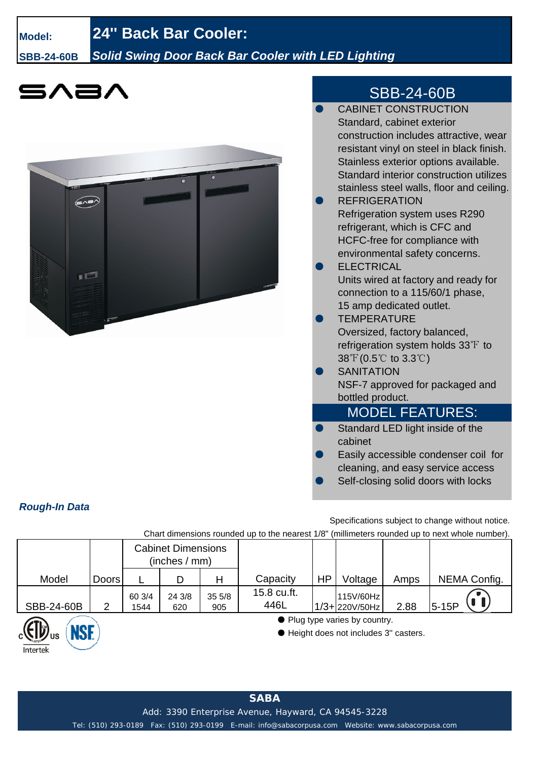**Model:** SBB-24-60B

# 24" Back Bar Cooler:

***Solid Swing Door Back Bar Cooler with LED Lighting***

SABA

## SBB-24-60B

- CABINET CONSTRUCTION
  Standard, cabinet exterior construction includes attractive, wear resistant vinyl on steel in black finish. Stainless exterior options available. Standard interior construction utilizes stainless steel walls, floor and ceiling.
- REFRIGERATION
  Refrigeration system uses R290 refrigerant, which is CFC and HCFC-free for compliance with environmental safety concerns.
- ELECTRICAL
  Units wired at factory and ready for connection to a 115/60/1 phase, 15 amp dedicated outlet.
- TEMPERATURE
  Oversized, factory balanced, refrigeration system holds 33℉ to 38℉(0.5℃ to 3.3℃)
- SANITATION
  NSF-7 approved for packaged and bottled product.

## MODEL FEATURES:

- Standard LED light inside of the cabinet
- Easily accessible condenser coil for cleaning, and easy service access
- Self-closing solid doors with locks

***Rough-In Data***

Specifications subject to change without notice.

Chart dimensions rounded up to the nearest 1/8" (millimeters rounded up to next whole number).

| Model | Doors | Cabinet Dimensions (inches / mm) | | | Capacity | HP | Voltage | Amps | NEMA Config. |
|---|---|---|---|---|---|---|---|---|---|
| | | L | D | H | | | | | |
| SBB-24-60B | 2 | 60 3/4<br>1544 | 24 3/8<br>620 | 35 5/8<br>905 | 15.8 cu.ft.<br>446L | 1/3+ | 115V/60Hz<br>220V/50Hz | 2.88 | 5-15P |

- Plug type varies by country.
- Height does not includes 3" casters.

Intertek NSF

**SABA**

Add: 3390 Enterprise Avenue, Hayward, CA 94545-3228

Tel: (510) 293-0189 Fax: (510) 293-0199 E-mail: info@sabacorpusa.com Website: www.sabacorpusa.com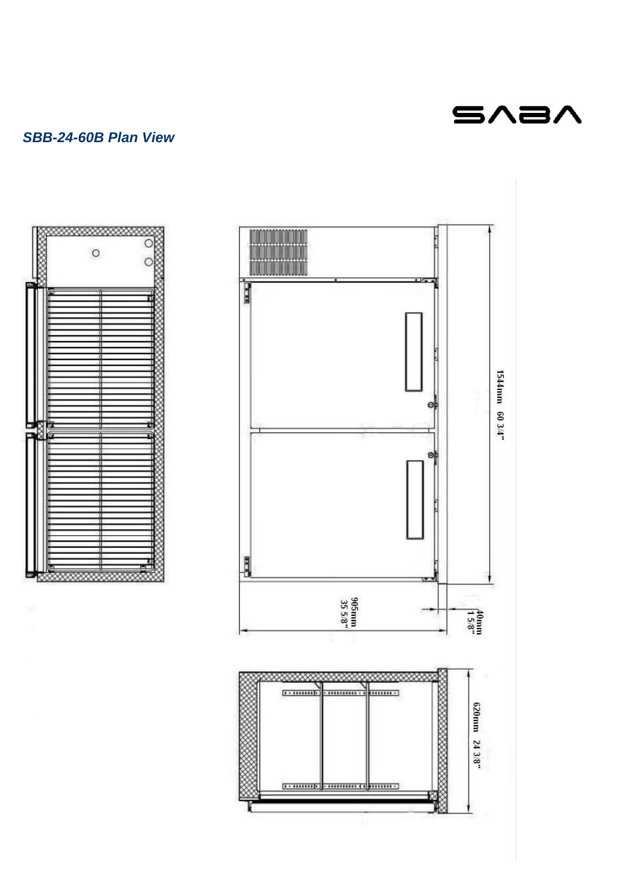## *SBB-24-60B Plan View*

1544mm 60 3/4"

905mm
35 5/8"

40mm
1 5/8"

620mm 24 3/8"